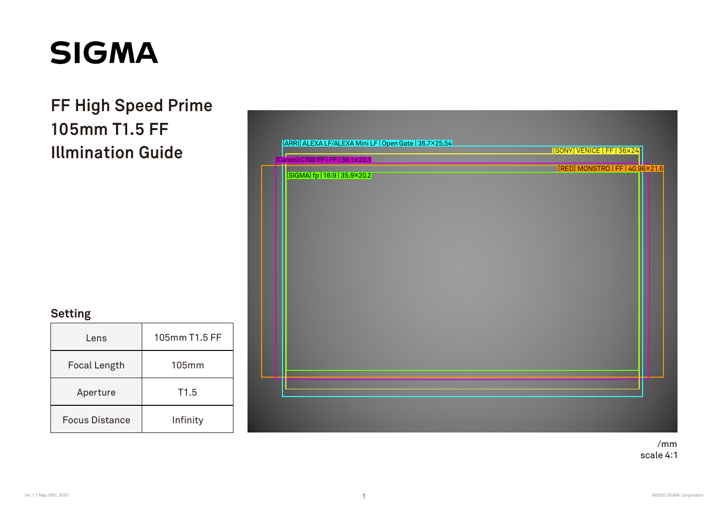# SIGMA

## FF High Speed Prime
## 105mm T1.5 FF
## Illmination Guide

[ARRI] ALEXA LF/ALEXA Mini LF | Open Gate | 36.7×25.54

[SONY] VENICE | FF | 36×24

[Canon] C700 FF | FF | 38.1×22.1

[RED] MONSTRO | FF | 40.96×21.6

[SIGMA] fp | 16:9 | 35.9×20.2

### Setting

| Lens | 105mm T1.5 FF |
|---|---|
| Focal Length | 105mm |
| Aperture | T1.5 |
| Focus Distance | Infinity |

/mm
scale 4:1

Ver.1.1 May 26th, 2020

©2020 SIGMA Corporation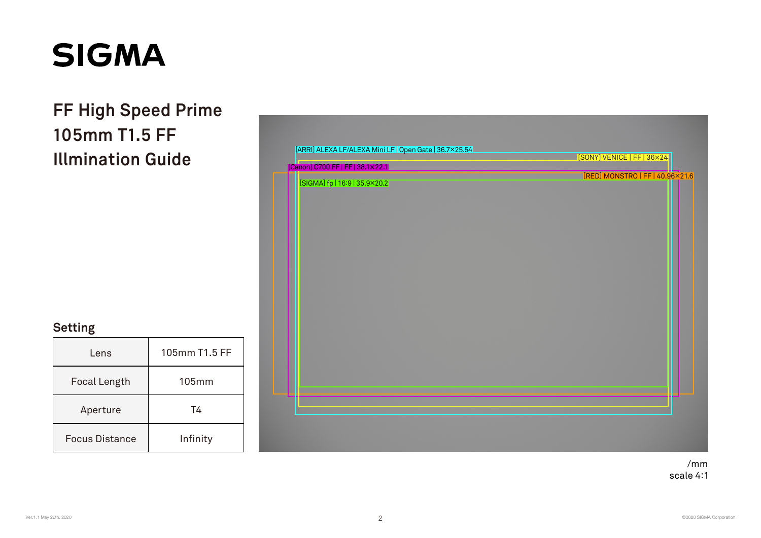# SIGMA

## FF High Speed Prime 105mm T1.5 FF Illmination Guide

[ARRI] ALEXA LF/ALEXA Mini LF | Open Gate | 36.7×25.54

[SONY] VENICE | FF | 36×24

[Canon] C700 FF | FF | 38.1×22.1

[RED] MONSTRO | FF | 40.96×21.6

[SIGMA] fp | 16:9 | 35.9×20.2

/mm
scale 4:1

### Setting

| Lens | 105mm T1.5 FF |
|---|---|
| Focal Length | 105mm |
| Aperture | T4 |
| Focus Distance | Infinity |

Ver.1.1 May 26th, 2020

©2020 SIGMA Corporation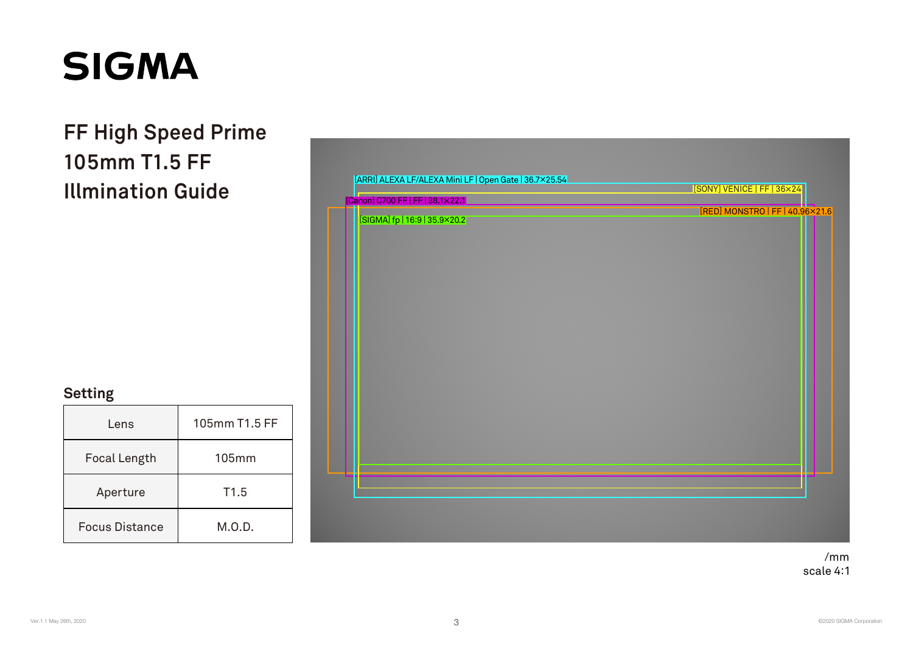# SIGMA

## FF High Speed Prime 105mm T1.5 FF Illmination Guide

[ARRI] ALEXA LF/ALEXA Mini LF | Open Gate | 36.7×25.54

[SONY] VENICE | FF | 36×24

[Canon] C700 FF | FF | 38.1×22.1

[RED] MONSTRO | FF | 40.96×21.6

[SIGMA] fp | 16:9 | 35.9×20.2

/mm
scale 4:1

### Setting

| Lens | 105mm T1.5 FF |
|---|---|
| Focal Length | 105mm |
| Aperture | T1.5 |
| Focus Distance | M.O.D. |

Ver.1.1 May 26th, 2020

©2020 SIGMA Corporation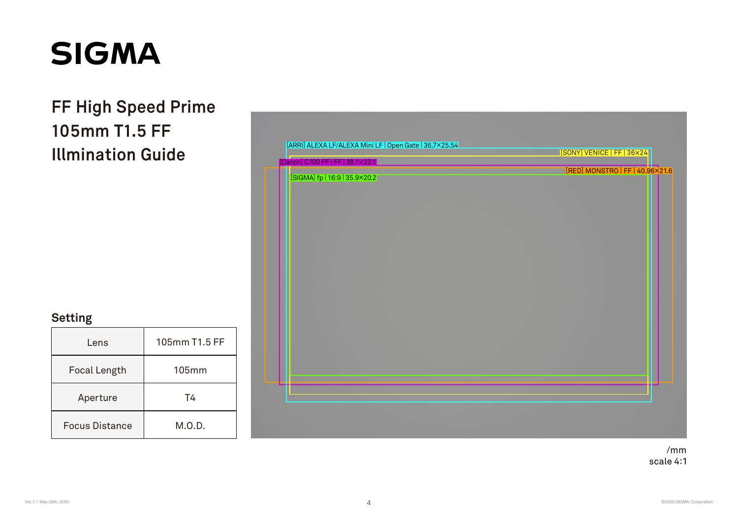# SIGMA

## FF High Speed Prime
## 105mm T1.5 FF
## Illmination Guide

[ARRI] ALEXA LF/ALEXA Mini LF | Open Gate | 36.7×25.54

[SONY] VENICE | FF | 36×24

[Canon] C700 FF | FF | 38.1×22.1

[RED] MONSTRO | FF | 40.96×21.6

[SIGMA] fp | 16:9 | 35.9×20.2

### Setting

| | |
|---|---|
| Lens | 105mm T1.5 FF |
| Focal Length | 105mm |
| Aperture | T4 |
| Focus Distance | M.O.D. |

/mm
scale 4:1

Ver.1.1 May 26th, 2020

©2020 SIGMA Corporation